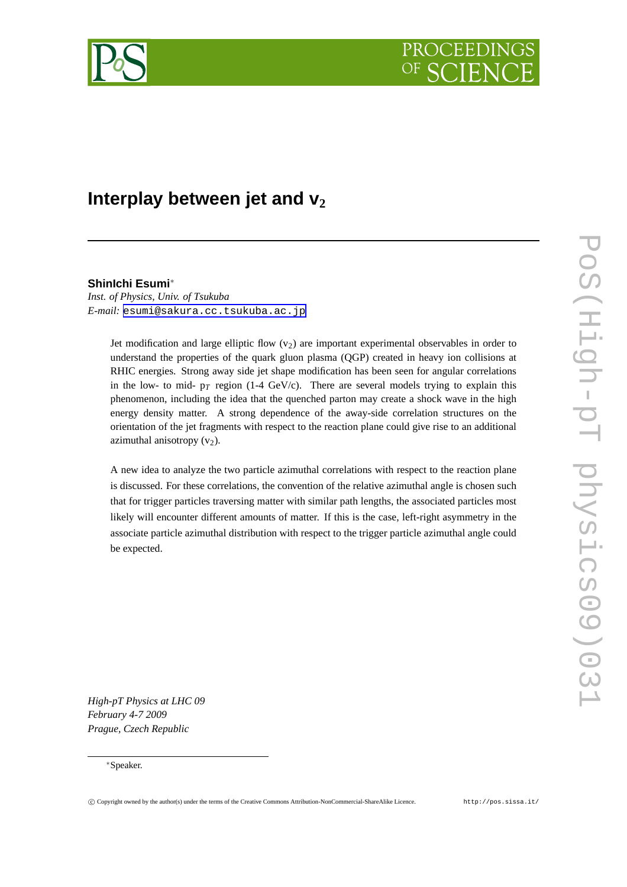# Interplay between jet and $v_2$

**ShinIchi Esumi***

*Inst. of Physics, Univ. of Tsukuba*

*E-mail:* esumi@sakura.cc.tsukuba.ac.jp

Jet modification and large elliptic flow ($v_2$) are important experimental observables in order to understand the properties of the quark gluon plasma (QGP) created in heavy ion collisions at RHIC energies. Strong away side jet shape modification has been seen for angular correlations in the low- to mid- $p_T$ region (1-4 GeV/c). There are several models trying to explain this phenomenon, including the idea that the quenched parton may create a shock wave in the high energy density matter. A strong dependence of the away-side correlation structures on the orientation of the jet fragments with respect to the reaction plane could give rise to an additional azimuthal anisotropy ($v_2$).

A new idea to analyze the two particle azimuthal correlations with respect to the reaction plane is discussed. For these correlations, the convention of the relative azimuthal angle is chosen such that for trigger particles traversing matter with similar path lengths, the associated particles most likely will encounter different amounts of matter. If this is the case, left-right asymmetry in the associate particle azimuthal distribution with respect to the trigger particle azimuthal angle could be expected.

*High-pT Physics at LHC 09*
*February 4-7 2009*
*Prague, Czech Republic*

*Speaker.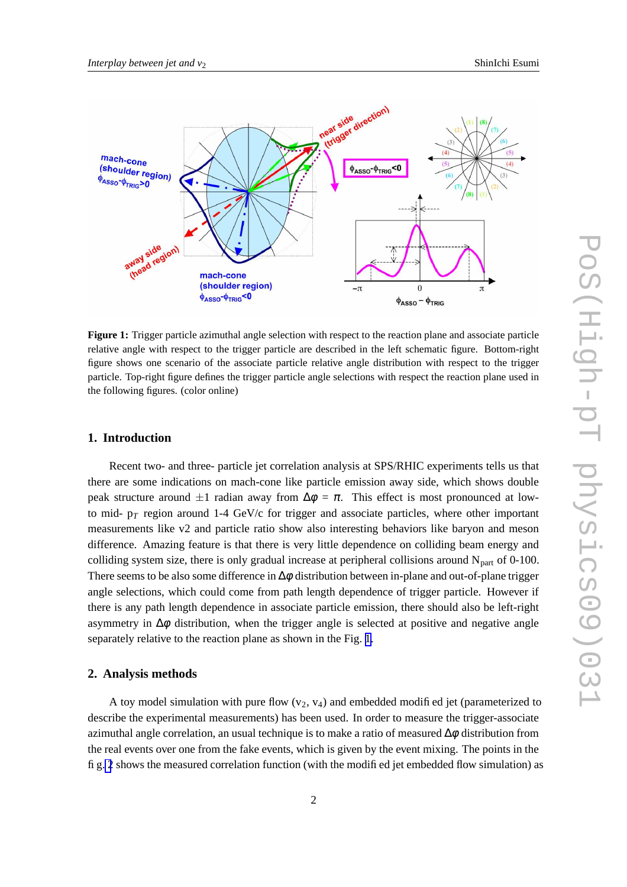**Figure 1:** Trigger particle azimuthal angle selection with respect to the reaction plane and associate particle relative angle with respect to the trigger particle are described in the left schematic figure. Bottom-right figure shows one scenario of the associate particle relative angle distribution with respect to the trigger particle. Top-right figure defines the trigger particle angle selections with respect the reaction plane used in the following figures. (color online)

## 1. Introduction

Recent two- and three- particle jet correlation analysis at SPS/RHIC experiments tells us that there are some indications on mach-cone like particle emission away side, which shows double peak structure around ±1 radian away from $\Delta\phi = \pi$. This effect is most pronounced at low- to mid- $p_T$ region around 1-4 GeV/c for trigger and associate particles, where other important measurements like v2 and particle ratio show also interesting behaviors like baryon and meson difference. Amazing feature is that there is very little dependence on colliding beam energy and colliding system size, there is only gradual increase at peripheral collisions around $N_{part}$ of 0-100. There seems to be also some difference in $\Delta\phi$ distribution between in-plane and out-of-plane trigger angle selections, which could come from path length dependence of trigger particle. However if there is any path length dependence in associate particle emission, there should also be left-right asymmetry in $\Delta\phi$ distribution, when the trigger angle is selected at positive and negative angle separately relative to the reaction plane as shown in the Fig. 1.

## 2. Analysis methods

A toy model simulation with pure flow ($v_2$, $v_4$) and embedded modified jet (parameterized to describe the experimental measurements) has been used. In order to measure the trigger-associate azimuthal angle correlation, an usual technique is to make a ratio of measured $\Delta\phi$ distribution from the real events over one from the fake events, which is given by the event mixing. The points in the fig. 2 shows the measured correlation function (with the modified jet embedded flow simulation) as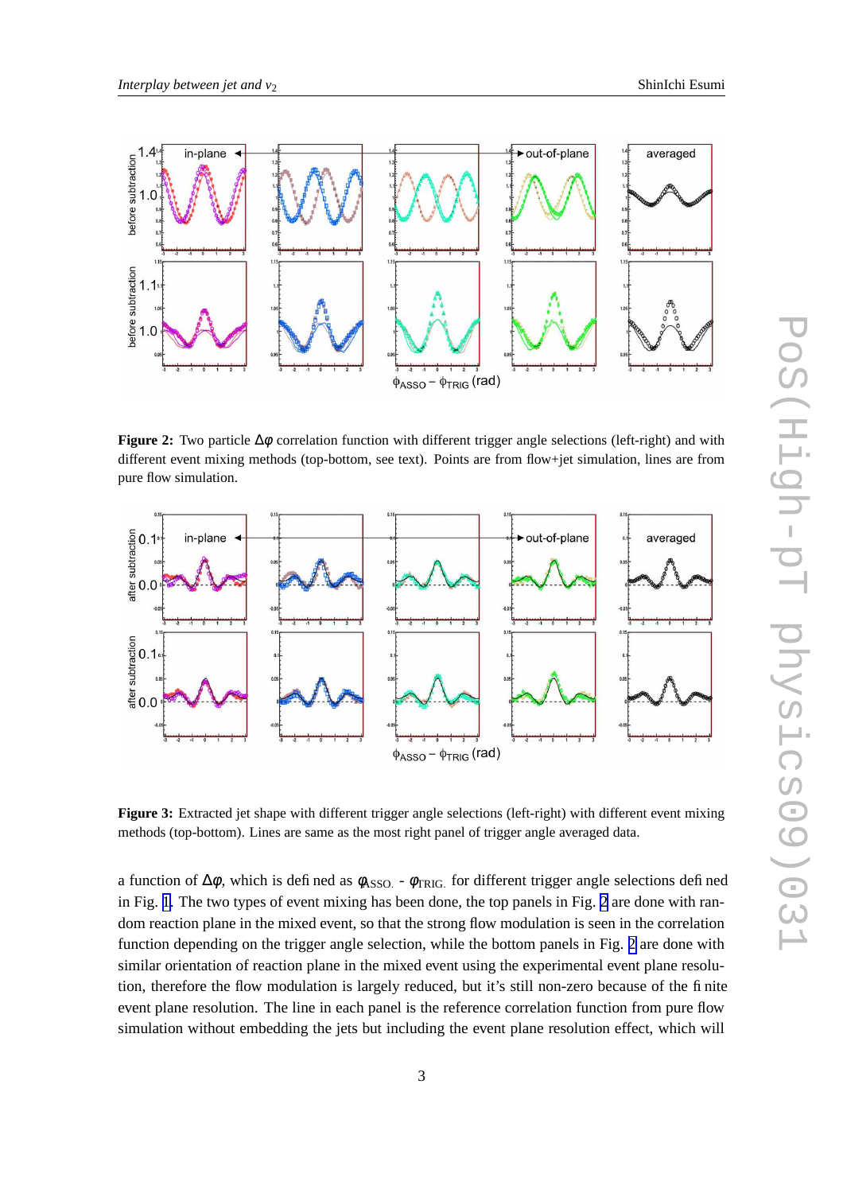**Figure 2:** Two particle $\Delta\varphi$ correlation function with different trigger angle selections (left-right) and with different event mixing methods (top-bottom, see text). Points are from flow+jet simulation, lines are from pure flow simulation.

**Figure 3:** Extracted jet shape with different trigger angle selections (left-right) with different event mixing methods (top-bottom). Lines are same as the most right panel of trigger angle averaged data.

a function of $\Delta\varphi$, which is defined as $\varphi_{\mathrm{ASSO.}}$ - $\varphi_{\mathrm{TRIG.}}$ for different trigger angle selections defined in Fig. 1. The two types of event mixing has been done, the top panels in Fig. 2 are done with random reaction plane in the mixed event, so that the strong flow modulation is seen in the correlation function depending on the trigger angle selection, while the bottom panels in Fig. 2 are done with similar orientation of reaction plane in the mixed event using the experimental event plane resolution, therefore the flow modulation is largely reduced, but it's still non-zero because of the finite event plane resolution. The line in each panel is the reference correlation function from pure flow simulation without embedding the jets but including the event plane resolution effect, which will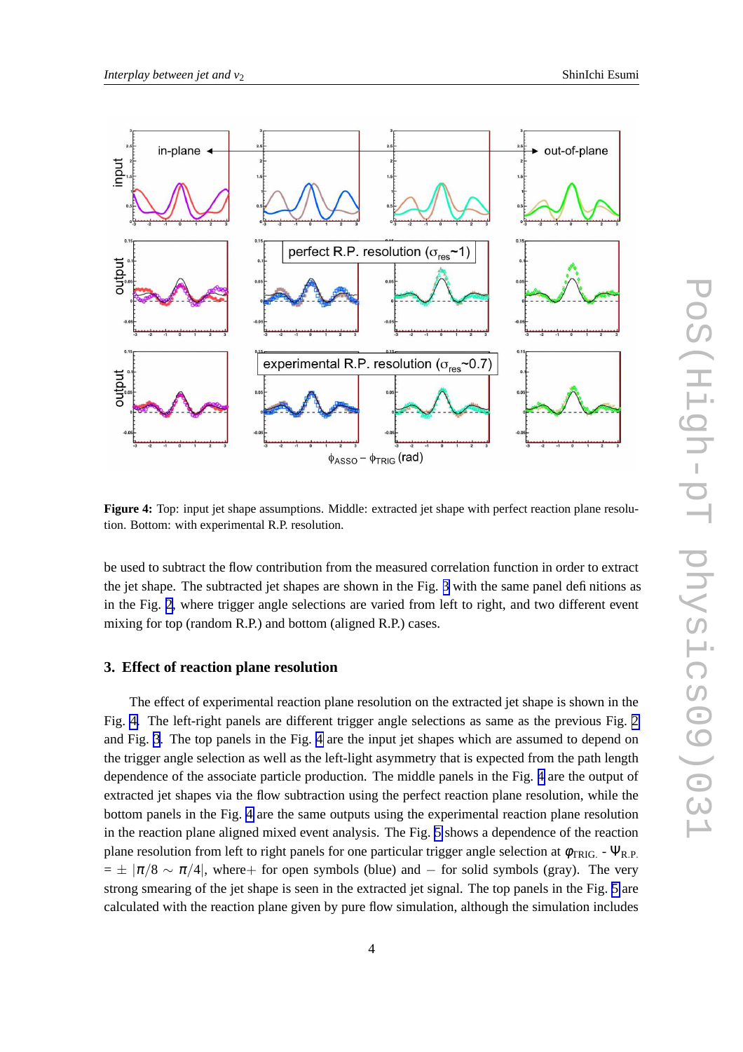**Figure 4:** Top: input jet shape assumptions. Middle: extracted jet shape with perfect reaction plane resolution. Bottom: with experimental R.P. resolution.

be used to subtract the flow contribution from the measured correlation function in order to extract the jet shape. The subtracted jet shapes are shown in the Fig. 3 with the same panel definitions as in the Fig. 2, where trigger angle selections are varied from left to right, and two different event mixing for top (random R.P.) and bottom (aligned R.P.) cases.

## 3. Effect of reaction plane resolution

The effect of experimental reaction plane resolution on the extracted jet shape is shown in the Fig. 4. The left-right panels are different trigger angle selections as same as the previous Fig. 2 and Fig. 3. The top panels in the Fig. 4 are the input jet shapes which are assumed to depend on the trigger angle selection as well as the left-light asymmetry that is expected from the path length dependence of the associate particle production. The middle panels in the Fig. 4 are the output of extracted jet shapes via the flow subtraction using the perfect reaction plane resolution, while the bottom panels in the Fig. 4 are the same outputs using the experimental reaction plane resolution in the reaction plane aligned mixed event analysis. The Fig. 5 shows a dependence of the reaction plane resolution from left to right panels for one particular trigger angle selection at $\phi_{\rm TRIG.}$ - $\Psi_{\rm R.P.}$ = $\pm$ $|\pi/8 \sim \pi/4|$, where+ for open symbols (blue) and $-$ for solid symbols (gray). The very strong smearing of the jet shape is seen in the extracted jet signal. The top panels in the Fig. 5 are calculated with the reaction plane given by pure flow simulation, although the simulation includes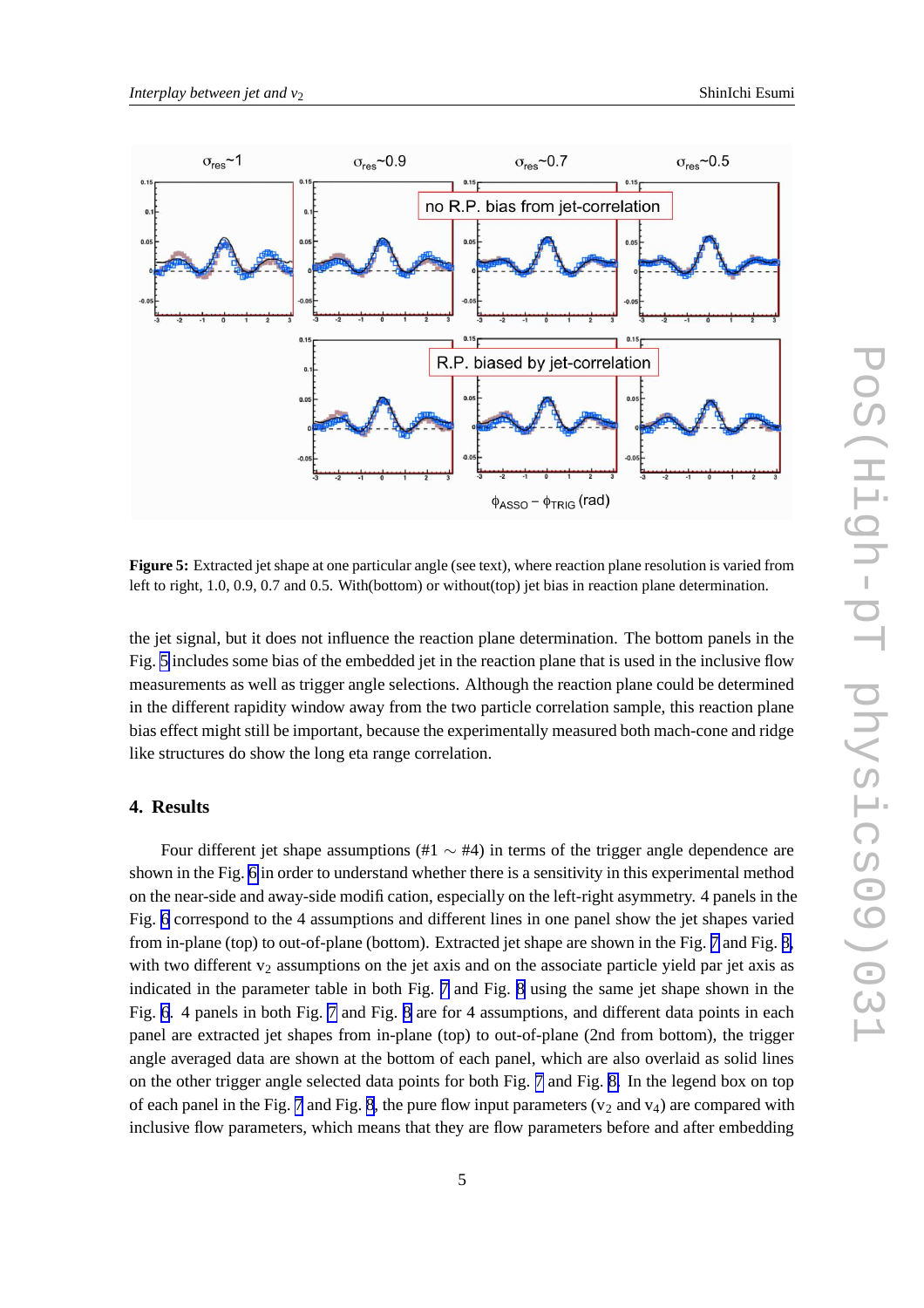**Figure 5:** Extracted jet shape at one particular angle (see text), where reaction plane resolution is varied from left to right, 1.0, 0.9, 0.7 and 0.5. With(bottom) or without(top) jet bias in reaction plane determination.

the jet signal, but it does not influence the reaction plane determination. The bottom panels in the Fig. 5 includes some bias of the embedded jet in the reaction plane that is used in the inclusive flow measurements as well as trigger angle selections. Although the reaction plane could be determined in the different rapidity window away from the two particle correlation sample, this reaction plane bias effect might still be important, because the experimentally measured both mach-cone and ridge like structures do show the long eta range correlation.

## 4. Results

Four different jet shape assumptions (#1 $\sim$ #4) in terms of the trigger angle dependence are shown in the Fig. 6 in order to understand whether there is a sensitivity in this experimental method on the near-side and away-side modification, especially on the left-right asymmetry. 4 panels in the Fig. 6 correspond to the 4 assumptions and different lines in one panel show the jet shapes varied from in-plane (top) to out-of-plane (bottom). Extracted jet shape are shown in the Fig. 7 and Fig. 8, with two different $v_2$ assumptions on the jet axis and on the associate particle yield par jet axis as indicated in the parameter table in both Fig. 7 and Fig. 8 using the same jet shape shown in the Fig. 6. 4 panels in both Fig. 7 and Fig. 8 are for 4 assumptions, and different data points in each panel are extracted jet shapes from in-plane (top) to out-of-plane (2nd from bottom), the trigger angle averaged data are shown at the bottom of each panel, which are also overlaid as solid lines on the other trigger angle selected data points for both Fig. 7 and Fig. 8. In the legend box on top of each panel in the Fig. 7 and Fig. 8, the pure flow input parameters ($v_2$ and $v_4$) are compared with inclusive flow parameters, which means that they are flow parameters before and after embedding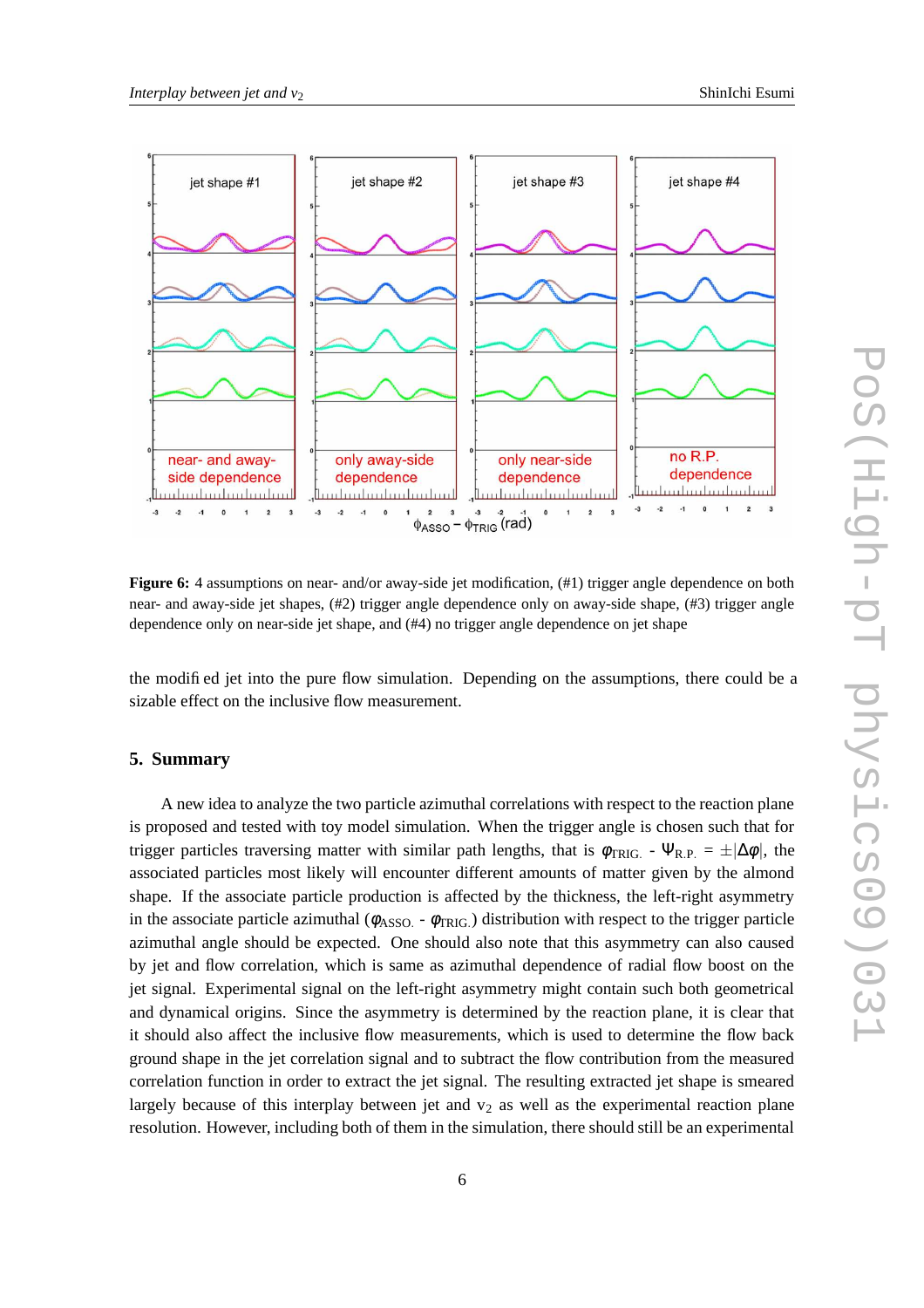**Figure 6:** 4 assumptions on near- and/or away-side jet modification, (#1) trigger angle dependence on both near- and away-side jet shapes, (#2) trigger angle dependence only on away-side shape, (#3) trigger angle dependence only on near-side jet shape, and (#4) no trigger angle dependence on jet shape

the modified jet into the pure flow simulation. Depending on the assumptions, there could be a sizable effect on the inclusive flow measurement.

## 5. Summary

A new idea to analyze the two particle azimuthal correlations with respect to the reaction plane is proposed and tested with toy model simulation. When the trigger angle is chosen such that for trigger particles traversing matter with similar path lengths, that is $\varphi_{\rm TRIG.} - \Psi_{\rm R.P.} = \pm|\Delta\varphi|$, the associated particles most likely will encounter different amounts of matter given by the almond shape. If the associate particle production is affected by the thickness, the left-right asymmetry in the associate particle azimuthal ($\varphi_{\rm ASSO.} - \varphi_{\rm TRIG.}$) distribution with respect to the trigger particle azimuthal angle should be expected. One should also note that this asymmetry can also caused by jet and flow correlation, which is same as azimuthal dependence of radial flow boost on the jet signal. Experimental signal on the left-right asymmetry might contain such both geometrical and dynamical origins. Since the asymmetry is determined by the reaction plane, it is clear that it should also affect the inclusive flow measurements, which is used to determine the flow back ground shape in the jet correlation signal and to subtract the flow contribution from the measured correlation function in order to extract the jet signal. The resulting extracted jet shape is smeared largely because of this interplay between jet and $v_2$ as well as the experimental reaction plane resolution. However, including both of them in the simulation, there should still be an experimental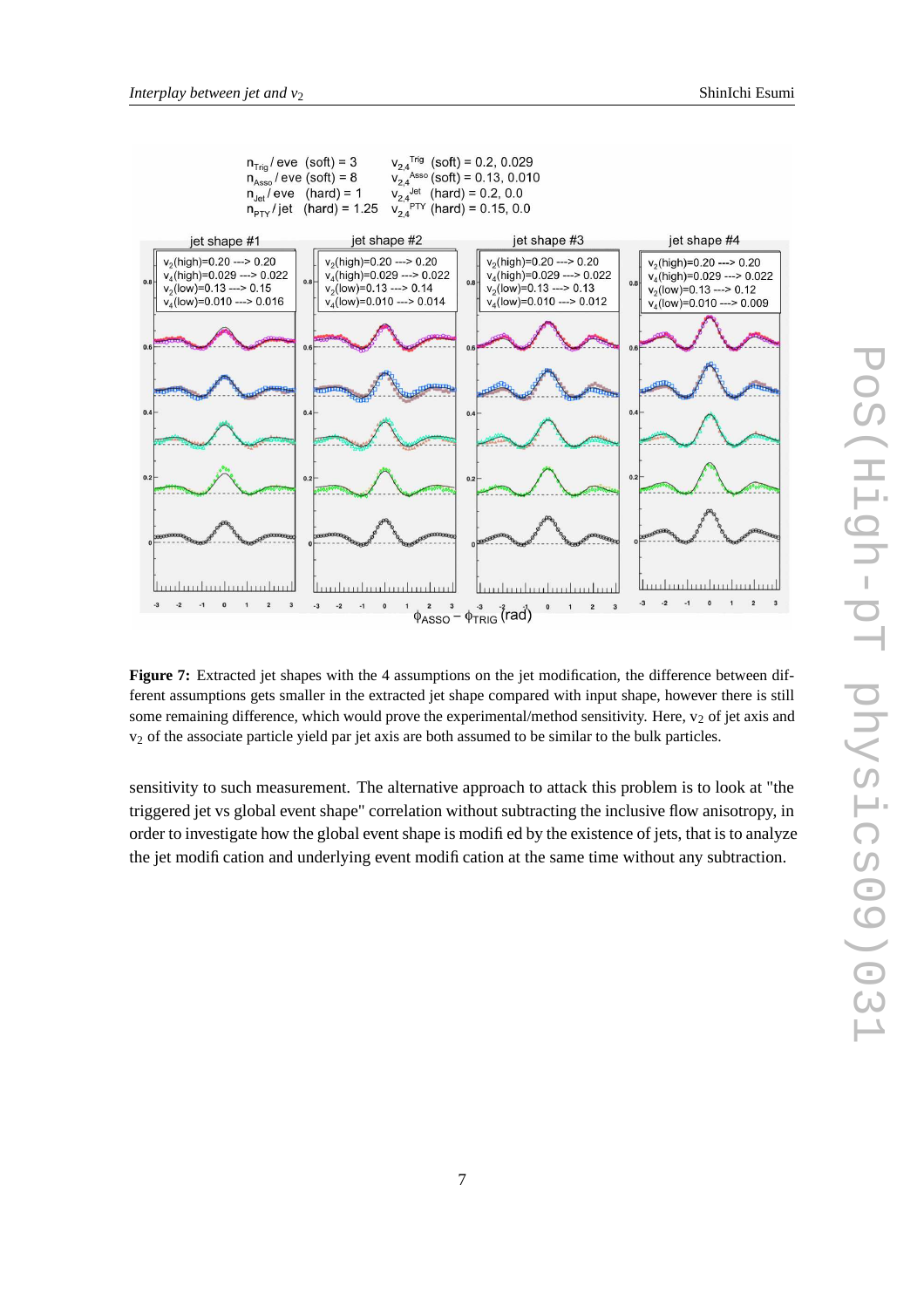**Figure 7:** Extracted jet shapes with the 4 assumptions on the jet modification, the difference between different assumptions gets smaller in the extracted jet shape compared with input shape, however there is still some remaining difference, which would prove the experimental/method sensitivity. Here, $v_2$ of jet axis and $v_2$ of the associate particle yield par jet axis are both assumed to be similar to the bulk particles.

sensitivity to such measurement. The alternative approach to attack this problem is to look at "the triggered jet vs global event shape" correlation without subtracting the inclusive flow anisotropy, in order to investigate how the global event shape is modified by the existence of jets, that is to analyze the jet modification and underlying event modification at the same time without any subtraction.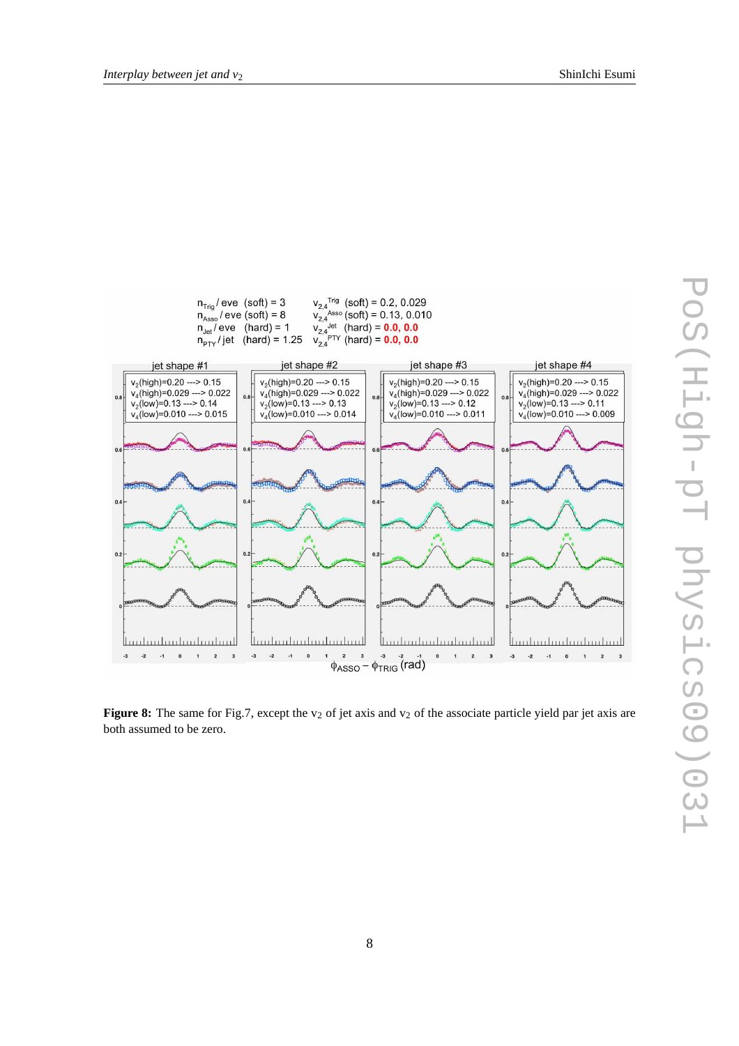$n_{Trig}$ / eve (soft) = 3
$n_{Asso}$ / eve (soft) = 8
$n_{Jet}$ / eve (hard) = 1
$n_{PTY}$ / jet (hard) = 1.25

$v_{2,4}^{Trig}$ (soft) = 0.2, 0.029
$v_{2,4}^{Asso}$ (soft) = 0.13, 0.010
$v_{2,4}^{Jet}$ (hard) = 0.0, 0.0
$v_{2,4}^{PTY}$ (hard) = 0.0, 0.0

jet shape #1
$v_2$(high)=0.20 ---> 0.15
$v_4$(high)=0.029 ---> 0.022
$v_2$(low)=0.13 ---> 0.14
$v_4$(low)=0.010 ---> 0.015

jet shape #2
$v_2$(high)=0.20 ---> 0.15
$v_4$(high)=0.029 ---> 0.022
$v_2$(low)=0.13 ---> 0.13
$v_4$(low)=0.010 ---> 0.014

jet shape #3
$v_2$(high)=0.20 ---> 0.15
$v_4$(high)=0.029 ---> 0.022
$v_2$(low)=0.13 ---> 0.12
$v_4$(low)=0.010 ---> 0.011

jet shape #4
$v_2$(high)=0.20 ---> 0.15
$v_4$(high)=0.029 ---> 0.022
$v_2$(low)=0.13 ---> 0.11
$v_4$(low)=0.010 ---> 0.009

$\phi_{ASSO} - \phi_{TRIG}$ (rad)

**Figure 8:** The same for Fig.7, except the $v_2$ of jet axis and $v_2$ of the associate particle yield par jet axis are both assumed to be zero.